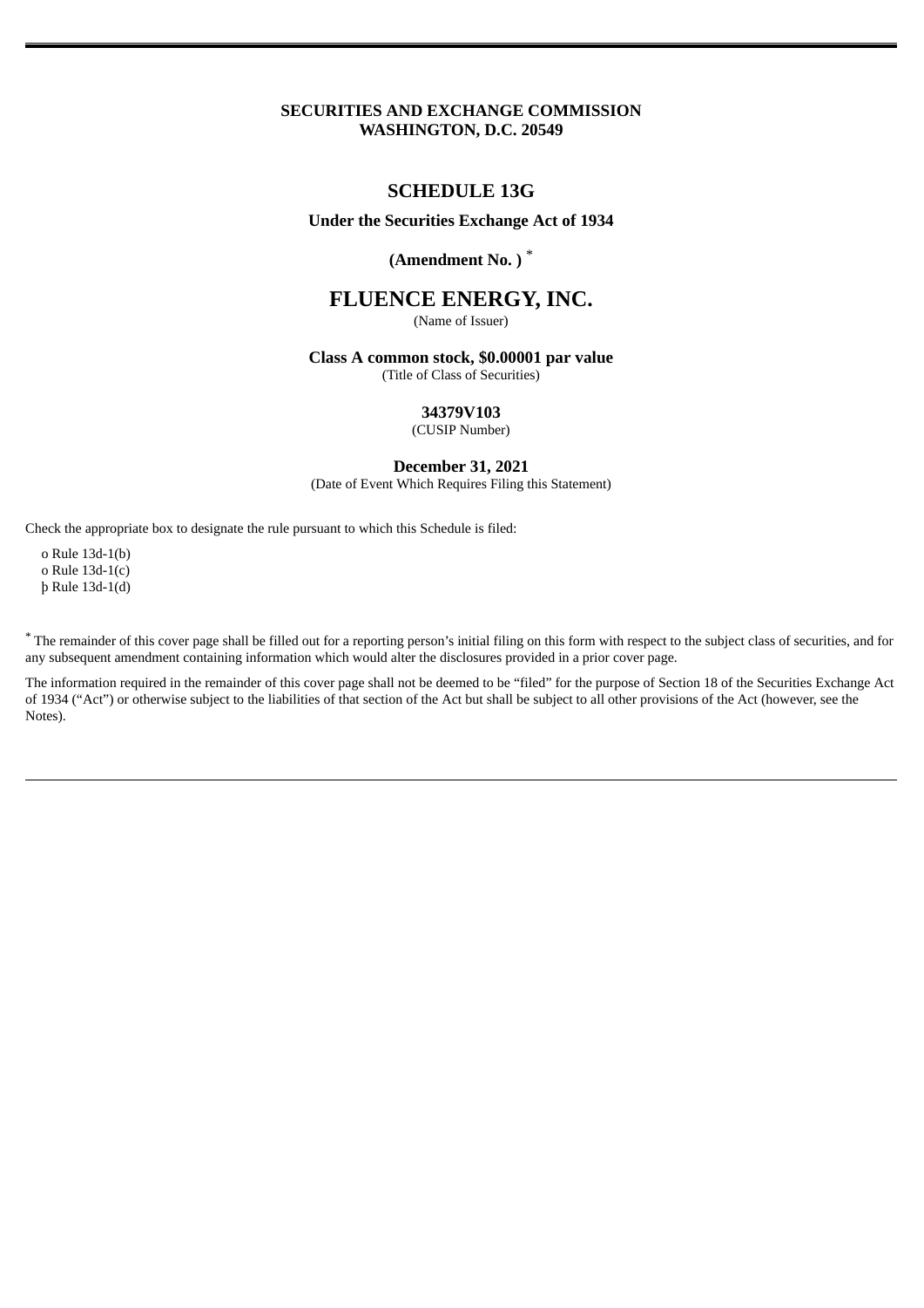**SECURITIES AND EXCHANGE COMMISSION**
**WASHINGTON, D.C. 20549**

# SCHEDULE 13G

**Under the Securities Exchange Act of 1934**

**(Amendment No. )** *

# FLUENCE ENERGY, INC.

(Name of Issuer)

**Class A common stock, $0.00001 par value**

(Title of Class of Securities)

**34379V103**

(CUSIP Number)

**December 31, 2021**

(Date of Event Which Requires Filing this Statement)

Check the appropriate box to designate the rule pursuant to which this Schedule is filed:

o Rule 13d-1(b)
o Rule 13d-1(c)
þ Rule 13d-1(d)

* The remainder of this cover page shall be filled out for a reporting person's initial filing on this form with respect to the subject class of securities, and for any subsequent amendment containing information which would alter the disclosures provided in a prior cover page.

The information required in the remainder of this cover page shall not be deemed to be "filed" for the purpose of Section 18 of the Securities Exchange Act of 1934 ("Act") or otherwise subject to the liabilities of that section of the Act but shall be subject to all other provisions of the Act (however, see the Notes).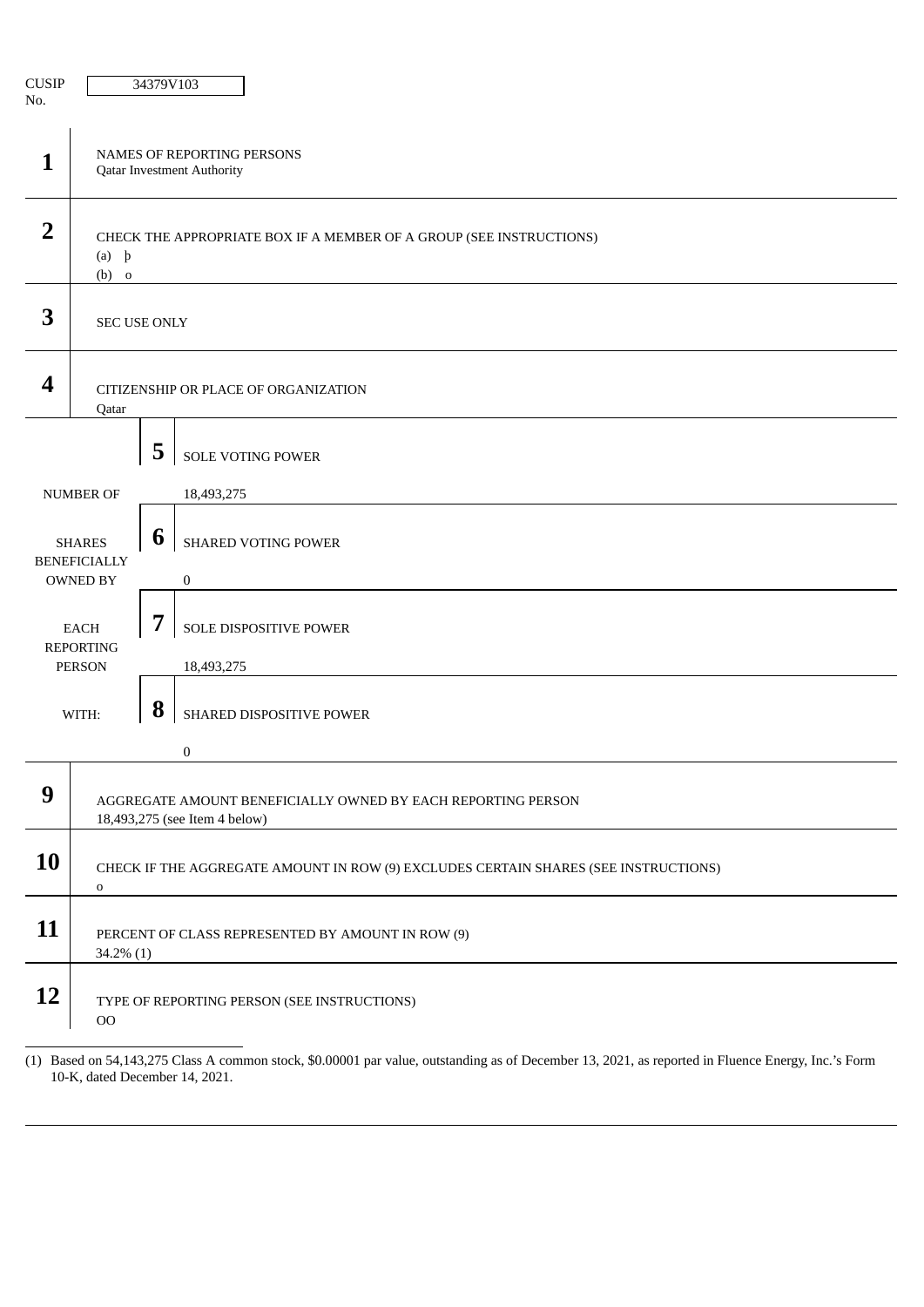CUSIP No. 34379V103

| | | |
|---|---|---|
| **1** | NAMES OF REPORTING PERSONS<br>Qatar Investment Authority | |
| **2** | CHECK THE APPROPRIATE BOX IF A MEMBER OF A GROUP (SEE INSTRUCTIONS)<br>(a) þ<br>(b) o | |
| **3** | SEC USE ONLY | |
| **4** | CITIZENSHIP OR PLACE OF ORGANIZATION<br>Qatar | |
| NUMBER OF SHARES BENEFICIALLY OWNED BY EACH REPORTING PERSON WITH: | **5** | SOLE VOTING POWER<br>18,493,275 |
| | **6** | SHARED VOTING POWER<br>0 |
| | **7** | SOLE DISPOSITIVE POWER<br>18,493,275 |
| | **8** | SHARED DISPOSITIVE POWER<br>0 |
| **9** | AGGREGATE AMOUNT BENEFICIALLY OWNED BY EACH REPORTING PERSON<br>18,493,275 (see Item 4 below) | |
| **10** | CHECK IF THE AGGREGATE AMOUNT IN ROW (9) EXCLUDES CERTAIN SHARES (SEE INSTRUCTIONS)<br>o | |
| **11** | PERCENT OF CLASS REPRESENTED BY AMOUNT IN ROW (9)<br>34.2% (1) | |
| **12** | TYPE OF REPORTING PERSON (SEE INSTRUCTIONS)<br>OO | |

(1) Based on 54,143,275 Class A common stock, $0.00001 par value, outstanding as of December 13, 2021, as reported in Fluence Energy, Inc.'s Form 10-K, dated December 14, 2021.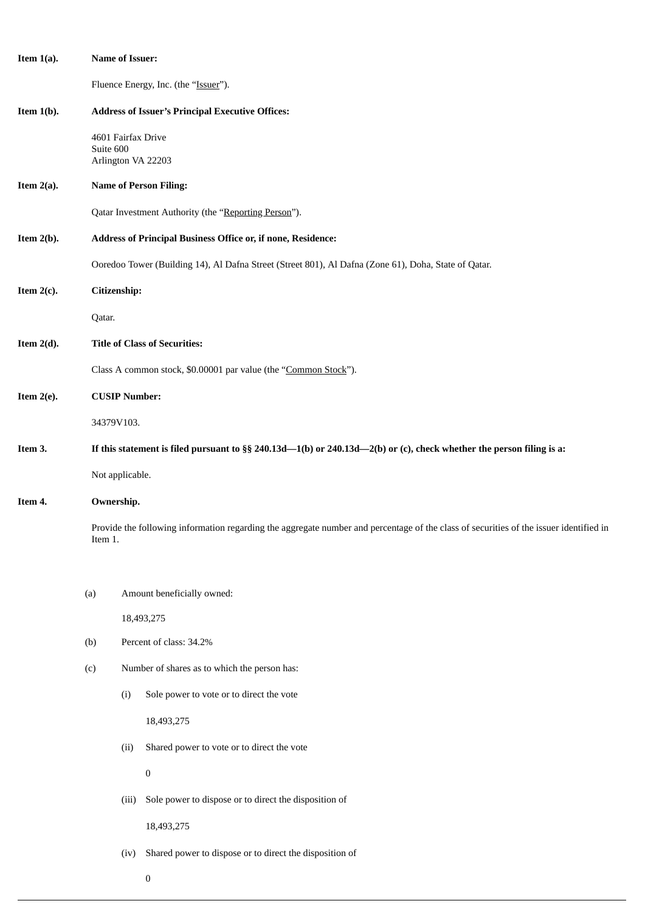**Item 1(a).** **Name of Issuer:**

Fluence Energy, Inc. (the "Issuer").

**Item 1(b).** **Address of Issuer's Principal Executive Offices:**

4601 Fairfax Drive
Suite 600
Arlington VA 22203

**Item 2(a).** **Name of Person Filing:**

Qatar Investment Authority (the "Reporting Person").

**Item 2(b).** **Address of Principal Business Office or, if none, Residence:**

Ooredoo Tower (Building 14), Al Dafna Street (Street 801), Al Dafna (Zone 61), Doha, State of Qatar.

**Item 2(c).** **Citizenship:**

Qatar.

**Item 2(d).** **Title of Class of Securities:**

Class A common stock, $0.00001 par value (the "Common Stock").

**Item 2(e).** **CUSIP Number:**

34379V103.

**Item 3.** **If this statement is filed pursuant to §§ 240.13d—1(b) or 240.13d—2(b) or (c), check whether the person filing is a:**

Not applicable.

**Item 4.** **Ownership.**

Provide the following information regarding the aggregate number and percentage of the class of securities of the issuer identified in Item 1.

(a) Amount beneficially owned:

18,493,275

(b) Percent of class: 34.2%

(c) Number of shares as to which the person has:

(i) Sole power to vote or to direct the vote

18,493,275

(ii) Shared power to vote or to direct the vote

0

(iii) Sole power to dispose or to direct the disposition of

18,493,275

(iv) Shared power to dispose or to direct the disposition of

0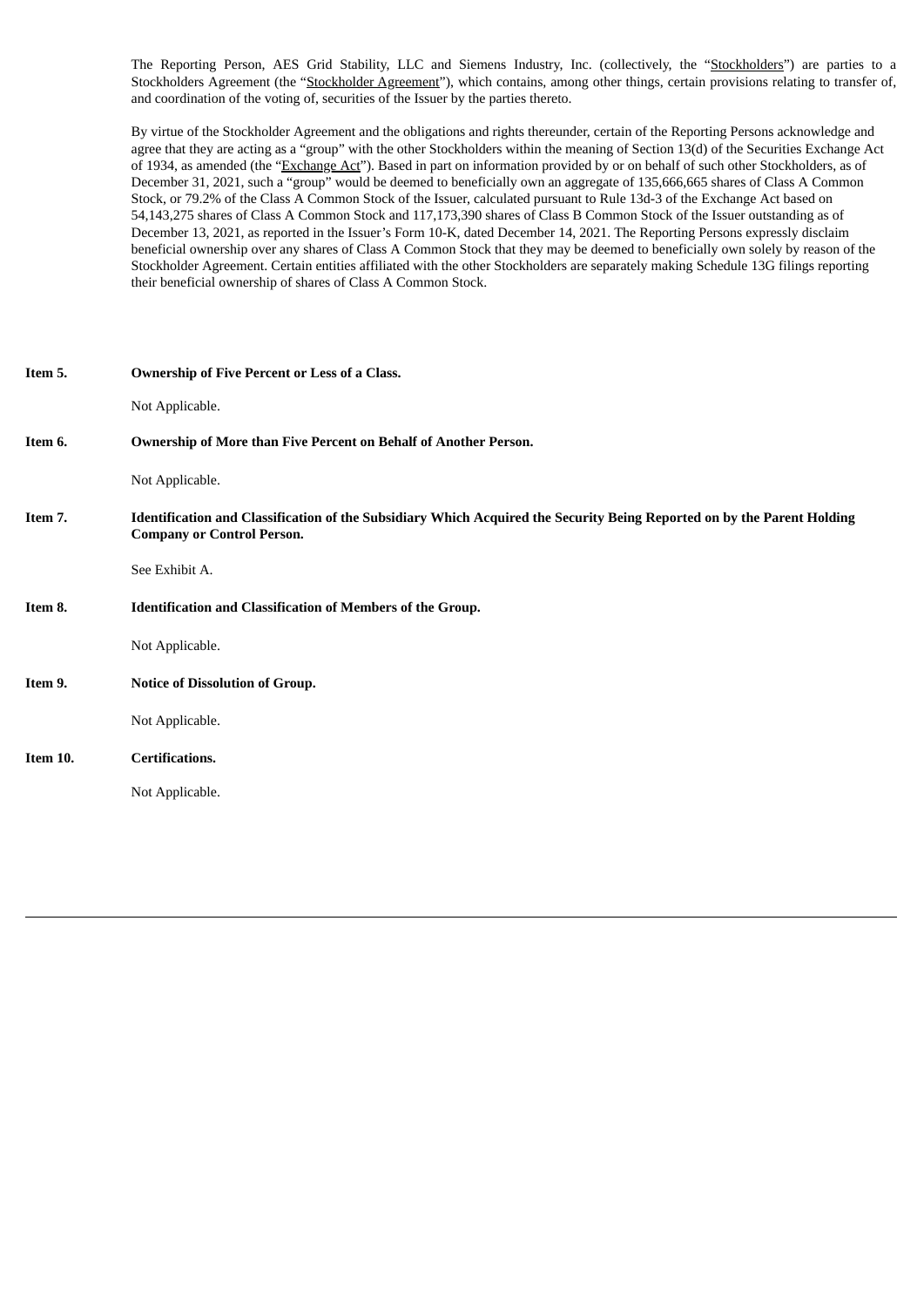The Reporting Person, AES Grid Stability, LLC and Siemens Industry, Inc. (collectively, the "Stockholders") are parties to a Stockholders Agreement (the "Stockholder Agreement"), which contains, among other things, certain provisions relating to transfer of, and coordination of the voting of, securities of the Issuer by the parties thereto.

By virtue of the Stockholder Agreement and the obligations and rights thereunder, certain of the Reporting Persons acknowledge and agree that they are acting as a "group" with the other Stockholders within the meaning of Section 13(d) of the Securities Exchange Act of 1934, as amended (the "Exchange Act"). Based in part on information provided by or on behalf of such other Stockholders, as of December 31, 2021, such a "group" would be deemed to beneficially own an aggregate of 135,666,665 shares of Class A Common Stock, or 79.2% of the Class A Common Stock of the Issuer, calculated pursuant to Rule 13d-3 of the Exchange Act based on 54,143,275 shares of Class A Common Stock and 117,173,390 shares of Class B Common Stock of the Issuer outstanding as of December 13, 2021, as reported in the Issuer's Form 10-K, dated December 14, 2021. The Reporting Persons expressly disclaim beneficial ownership over any shares of Class A Common Stock that they may be deemed to beneficially own solely by reason of the Stockholder Agreement. Certain entities affiliated with the other Stockholders are separately making Schedule 13G filings reporting their beneficial ownership of shares of Class A Common Stock.

**Item 5. Ownership of Five Percent or Less of a Class.**

Not Applicable.

**Item 6. Ownership of More than Five Percent on Behalf of Another Person.**

Not Applicable.

**Item 7. Identification and Classification of the Subsidiary Which Acquired the Security Being Reported on by the Parent Holding Company or Control Person.**

See Exhibit A.

**Item 8. Identification and Classification of Members of the Group.**

Not Applicable.

**Item 9. Notice of Dissolution of Group.**

Not Applicable.

**Item 10. Certifications.**

Not Applicable.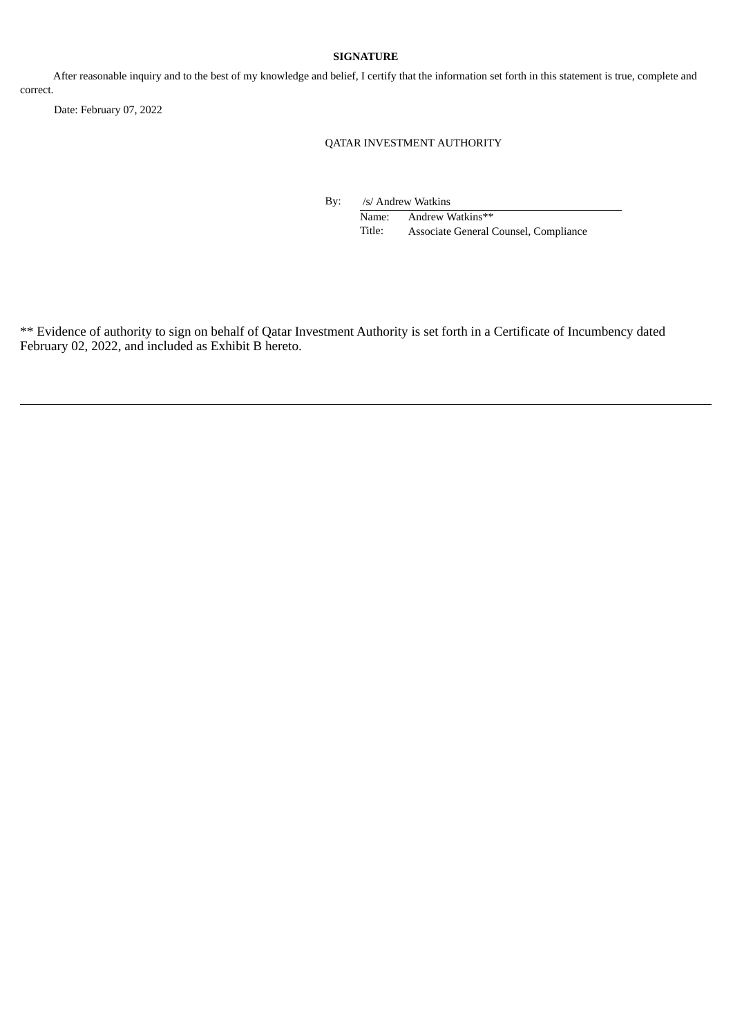**SIGNATURE**

After reasonable inquiry and to the best of my knowledge and belief, I certify that the information set forth in this statement is true, complete and correct.

Date: February 07, 2022

QATAR INVESTMENT AUTHORITY

By: /s/ Andrew Watkins
Name: Andrew Watkins**
Title: Associate General Counsel, Compliance

** Evidence of authority to sign on behalf of Qatar Investment Authority is set forth in a Certificate of Incumbency dated February 02, 2022, and included as Exhibit B hereto.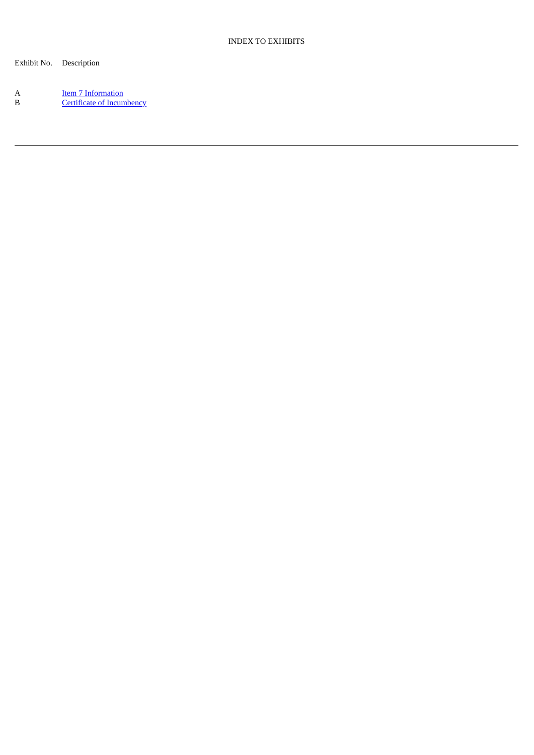INDEX TO EXHIBITS

| Exhibit No. | Description |
| --- | --- |
| A | Item 7 Information |
| B | Certificate of Incumbency |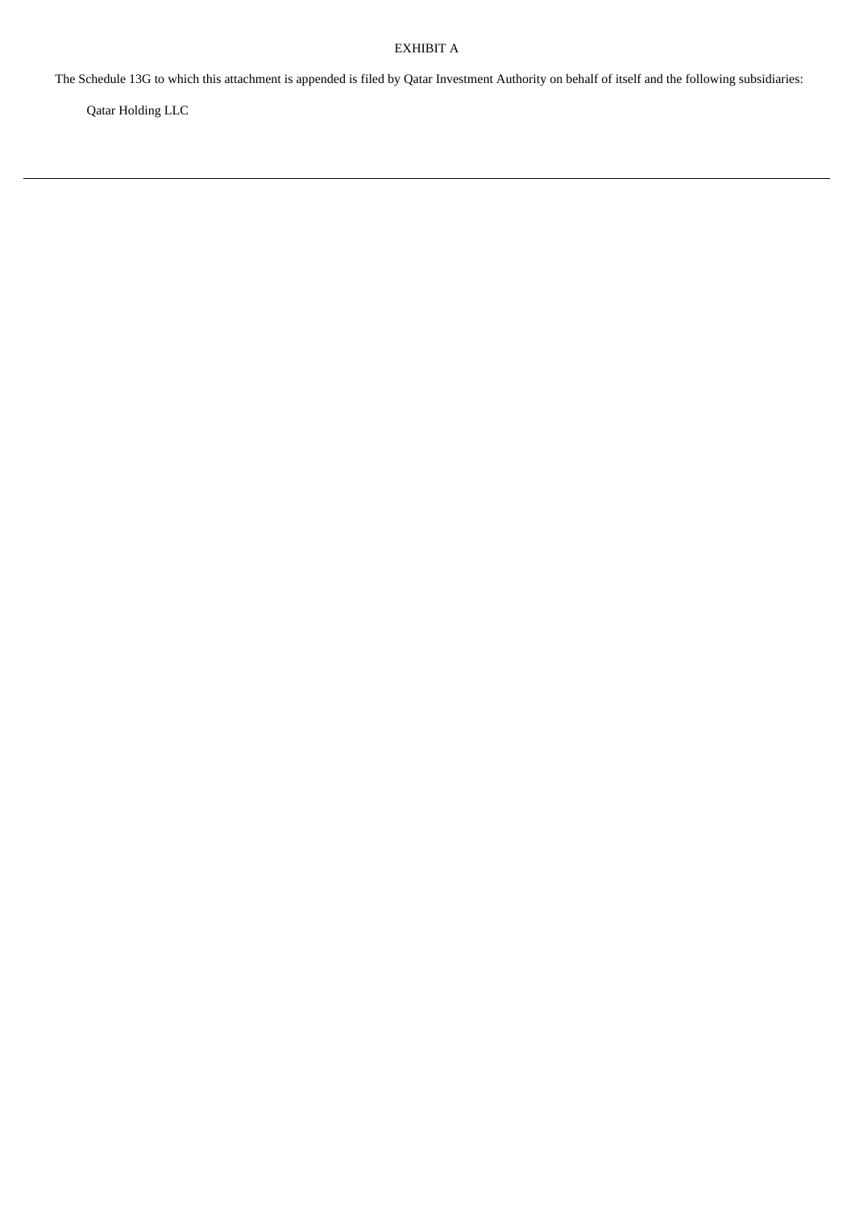# EXHIBIT A

The Schedule 13G to which this attachment is appended is filed by Qatar Investment Authority on behalf of itself and the following subsidiaries:

Qatar Holding LLC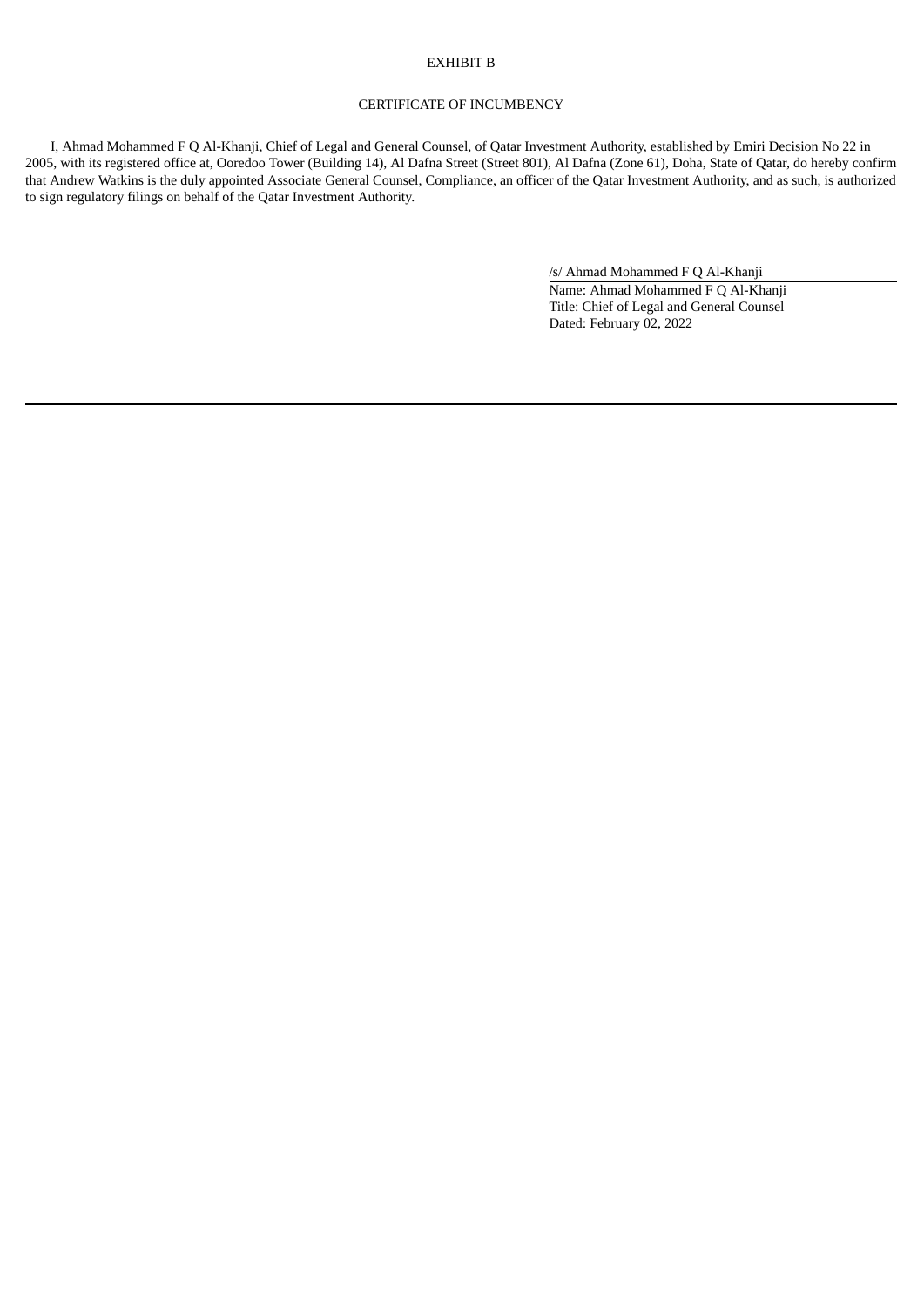EXHIBIT B

CERTIFICATE OF INCUMBENCY

I, Ahmad Mohammed F Q Al-Khanji, Chief of Legal and General Counsel, of Qatar Investment Authority, established by Emiri Decision No 22 in 2005, with its registered office at, Ooredoo Tower (Building 14), Al Dafna Street (Street 801), Al Dafna (Zone 61), Doha, State of Qatar, do hereby confirm that Andrew Watkins is the duly appointed Associate General Counsel, Compliance, an officer of the Qatar Investment Authority, and as such, is authorized to sign regulatory filings on behalf of the Qatar Investment Authority.

/s/ Ahmad Mohammed F Q Al-Khanji

Name: Ahmad Mohammed F Q Al-Khanji

Title: Chief of Legal and General Counsel

Dated: February 02, 2022